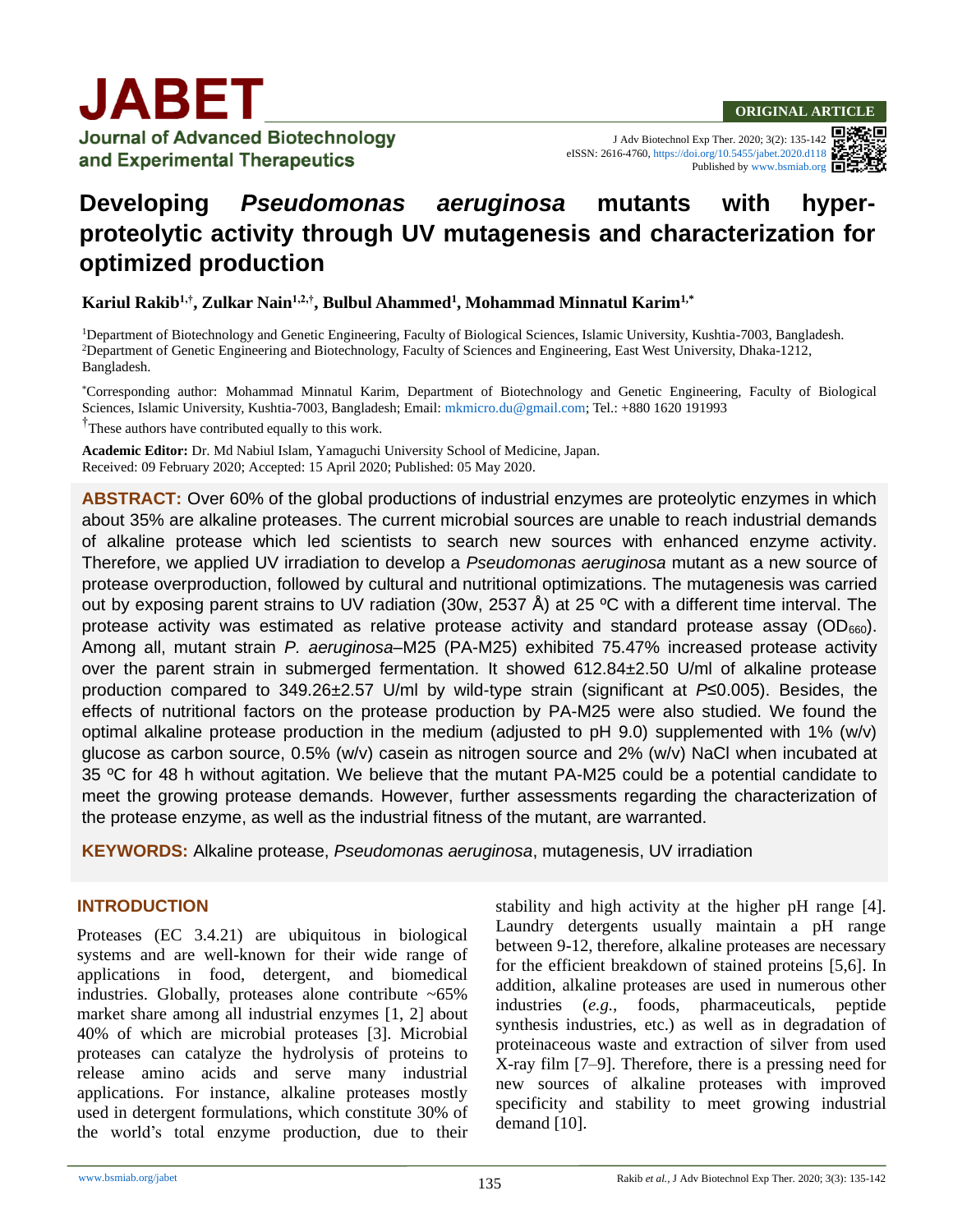ORIGINAL ARTICLE

# Developing *Pseudomonas aeruginosa* mutants with hyper-proteolytic activity through UV mutagenesis and characterization for optimized production

**Kariul Rakib[1,†], Zulkar Nain[1,2,†], Bulbul Ahammed[1], Mohammad Minnatul Karim[1,*]**

[1]Department of Biotechnology and Genetic Engineering, Faculty of Biological Sciences, Islamic University, Kushtia-7003, Bangladesh.
[2]Department of Genetic Engineering and Biotechnology, Faculty of Sciences and Engineering, East West University, Dhaka-1212, Bangladesh.

[*]Corresponding author: Mohammad Minnatul Karim, Department of Biotechnology and Genetic Engineering, Faculty of Biological Sciences, Islamic University, Kushtia-7003, Bangladesh; Email: mkmicro.du@gmail.com; Tel.: +880 1620 191993

[†]These authors have contributed equally to this work.

**Academic Editor:** Dr. Md Nabiul Islam, Yamaguchi University School of Medicine, Japan.
Received: 09 February 2020; Accepted: 15 April 2020; Published: 05 May 2020.

**ABSTRACT:** Over 60% of the global productions of industrial enzymes are proteolytic enzymes in which about 35% are alkaline proteases. The current microbial sources are unable to reach industrial demands of alkaline protease which led scientists to search new sources with enhanced enzyme activity. Therefore, we applied UV irradiation to develop a *Pseudomonas aeruginosa* mutant as a new source of protease overproduction, followed by cultural and nutritional optimizations. The mutagenesis was carried out by exposing parent strains to UV radiation (30w, 2537 Å) at 25 ºC with a different time interval. The protease activity was estimated as relative protease activity and standard protease assay ($OD_{660}$). Among all, mutant strain *P. aeruginosa*–M25 (PA-M25) exhibited 75.47% increased protease activity over the parent strain in submerged fermentation. It showed 612.84±2.50 U/ml of alkaline protease production compared to 349.26±2.57 U/ml by wild-type strain (significant at $P \leq 0.005$). Besides, the effects of nutritional factors on the protease production by PA-M25 were also studied. We found the optimal alkaline protease production in the medium (adjusted to pH 9.0) supplemented with 1% (w/v) glucose as carbon source, 0.5% (w/v) casein as nitrogen source and 2% (w/v) NaCl when incubated at 35 ºC for 48 h without agitation. We believe that the mutant PA-M25 could be a potential candidate to meet the growing protease demands. However, further assessments regarding the characterization of the protease enzyme, as well as the industrial fitness of the mutant, are warranted.

**KEYWORDS:** Alkaline protease, *Pseudomonas aeruginosa*, mutagenesis, UV irradiation

## INTRODUCTION

Proteases (EC 3.4.21) are ubiquitous in biological systems and are well-known for their wide range of applications in food, detergent, and biomedical industries. Globally, proteases alone contribute ~65% market share among all industrial enzymes [1, 2] about 40% of which are microbial proteases [3]. Microbial proteases can catalyze the hydrolysis of proteins to release amino acids and serve many industrial applications. For instance, alkaline proteases mostly used in detergent formulations, which constitute 30% of the world's total enzyme production, due to their stability and high activity at the higher pH range [4]. Laundry detergents usually maintain a pH range between 9-12, therefore, alkaline proteases are necessary for the efficient breakdown of stained proteins [5,6]. In addition, alkaline proteases are used in numerous other industries (*e.g.*, foods, pharmaceuticals, peptide synthesis industries, etc.) as well as in degradation of proteinaceous waste and extraction of silver from used X-ray film [7–9]. Therefore, there is a pressing need for new sources of alkaline proteases with improved specificity and stability to meet growing industrial demand [10].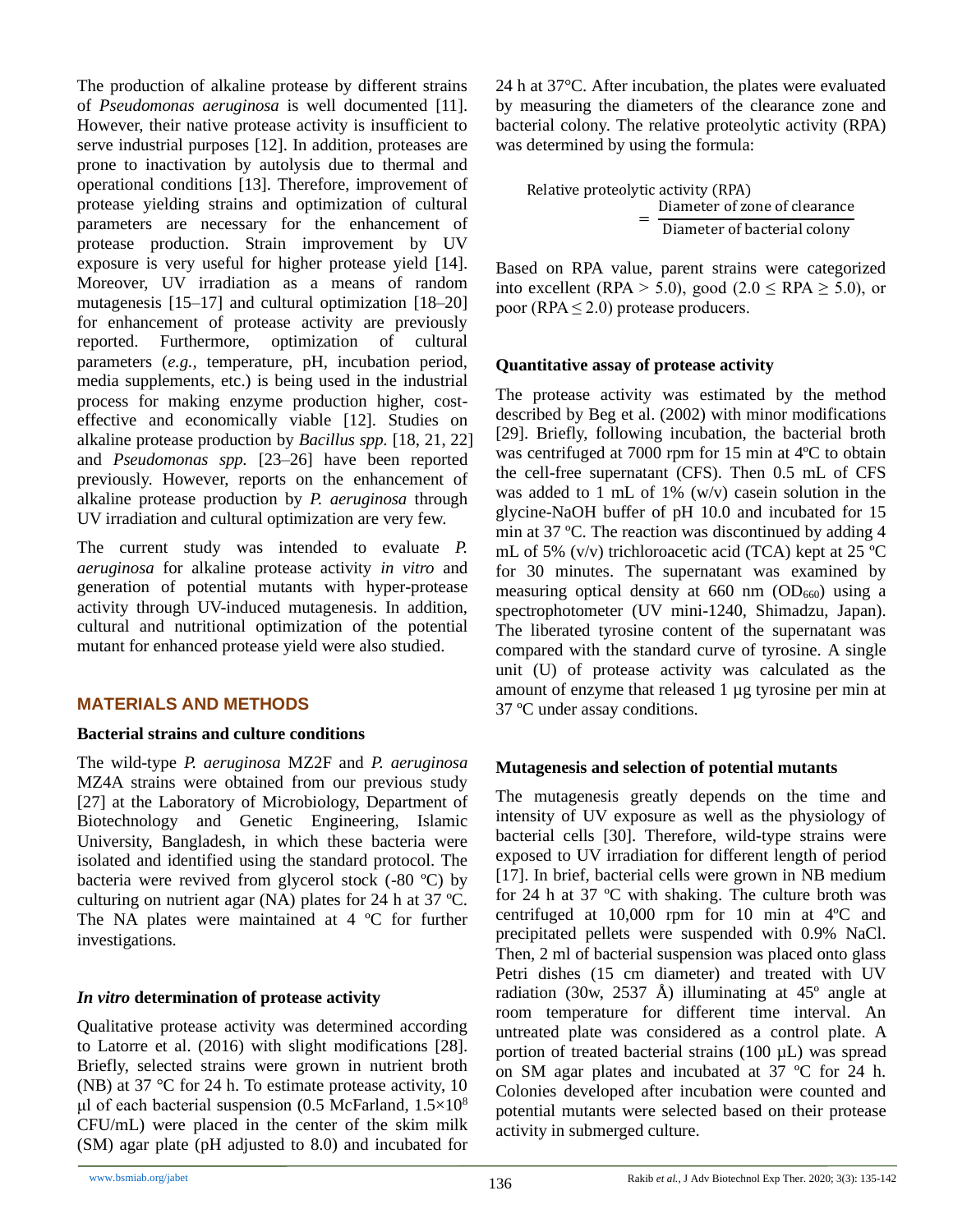The production of alkaline protease by different strains of *Pseudomonas aeruginosa* is well documented [11]. However, their native protease activity is insufficient to serve industrial purposes [12]. In addition, proteases are prone to inactivation by autolysis due to thermal and operational conditions [13]. Therefore, improvement of protease yielding strains and optimization of cultural parameters are necessary for the enhancement of protease production. Strain improvement by UV exposure is very useful for higher protease yield [14]. Moreover, UV irradiation as a means of random mutagenesis [15–17] and cultural optimization [18–20] for enhancement of protease activity are previously reported. Furthermore, optimization of cultural parameters (*e.g.*, temperature, pH, incubation period, media supplements, etc.) is being used in the industrial process for making enzyme production higher, cost-effective and economically viable [12]. Studies on alkaline protease production by *Bacillus spp.* [18, 21, 22] and *Pseudomonas spp.* [23–26] have been reported previously. However, reports on the enhancement of alkaline protease production by *P. aeruginosa* through UV irradiation and cultural optimization are very few.

The current study was intended to evaluate *P. aeruginosa* for alkaline protease activity *in vitro* and generation of potential mutants with hyper-protease activity through UV-induced mutagenesis. In addition, cultural and nutritional optimization of the potential mutant for enhanced protease yield were also studied.

## MATERIALS AND METHODS

### Bacterial strains and culture conditions

The wild-type *P. aeruginosa* MZ2F and *P. aeruginosa* MZ4A strains were obtained from our previous study [27] at the Laboratory of Microbiology, Department of Biotechnology and Genetic Engineering, Islamic University, Bangladesh, in which these bacteria were isolated and identified using the standard protocol. The bacteria were revived from glycerol stock (-80 ºC) by culturing on nutrient agar (NA) plates for 24 h at 37 ºC. The NA plates were maintained at 4 ºC for further investigations.

### *In vitro* determination of protease activity

Qualitative protease activity was determined according to Latorre et al. (2016) with slight modifications [28]. Briefly, selected strains were grown in nutrient broth (NB) at 37 °C for 24 h. To estimate protease activity, 10 µl of each bacterial suspension (0.5 McFarland, $1.5\times10^8$ CFU/mL) were placed in the center of the skim milk (SM) agar plate (pH adjusted to 8.0) and incubated for 24 h at 37°C. After incubation, the plates were evaluated by measuring the diameters of the clearance zone and bacterial colony. The relative proteolytic activity (RPA) was determined by using the formula:

$$\text{Relative proteolytic activity (RPA)} = \frac{\text{Diameter of zone of clearance}}{\text{Diameter of bacterial colony}}$$

Based on RPA value, parent strains were categorized into excellent (RPA > 5.0), good (2.0 ≤ RPA ≥ 5.0), or poor (RPA ≤ 2.0) protease producers.

### Quantitative assay of protease activity

The protease activity was estimated by the method described by Beg et al. (2002) with minor modifications [29]. Briefly, following incubation, the bacterial broth was centrifuged at 7000 rpm for 15 min at 4ºC to obtain the cell-free supernatant (CFS). Then 0.5 mL of CFS was added to 1 mL of 1% (w/v) casein solution in the glycine-NaOH buffer of pH 10.0 and incubated for 15 min at 37 ºC. The reaction was discontinued by adding 4 mL of 5% (v/v) trichloroacetic acid (TCA) kept at 25 ºC for 30 minutes. The supernatant was examined by measuring optical density at 660 nm ($OD_{660}$) using a spectrophotometer (UV mini-1240, Shimadzu, Japan). The liberated tyrosine content of the supernatant was compared with the standard curve of tyrosine. A single unit (U) of protease activity was calculated as the amount of enzyme that released 1 µg tyrosine per min at 37 ºC under assay conditions.

### Mutagenesis and selection of potential mutants

The mutagenesis greatly depends on the time and intensity of UV exposure as well as the physiology of bacterial cells [30]. Therefore, wild-type strains were exposed to UV irradiation for different length of period [17]. In brief, bacterial cells were grown in NB medium for 24 h at 37 ºC with shaking. The culture broth was centrifuged at 10,000 rpm for 10 min at 4ºC and precipitated pellets were suspended with 0.9% NaCl. Then, 2 ml of bacterial suspension was placed onto glass Petri dishes (15 cm diameter) and treated with UV radiation (30w, 2537 Å) illuminating at 45º angle at room temperature for different time interval. An untreated plate was considered as a control plate. A portion of treated bacterial strains (100 µL) was spread on SM agar plates and incubated at 37 ºC for 24 h. Colonies developed after incubation were counted and potential mutants were selected based on their protease activity in submerged culture.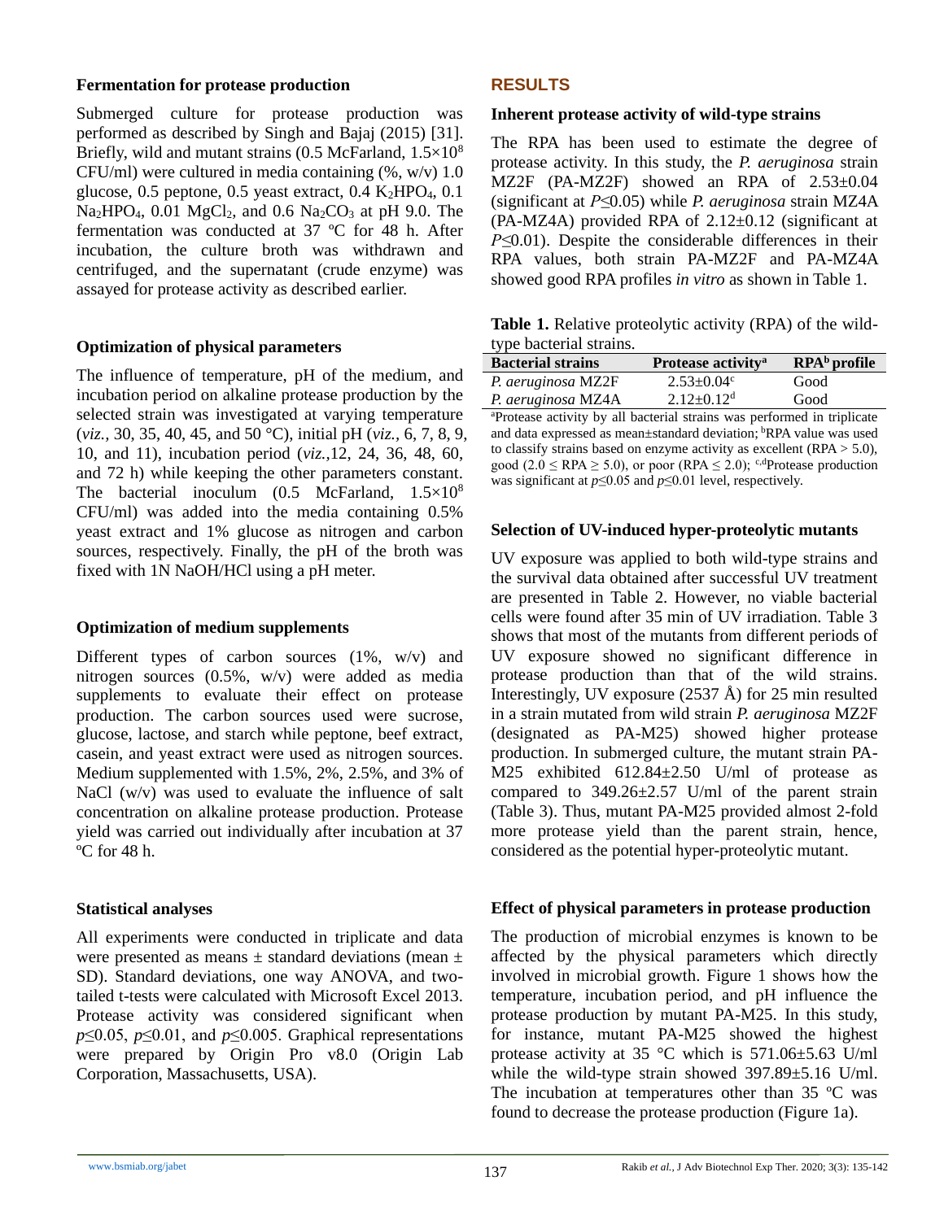### Fermentation for protease production

Submerged culture for protease production was performed as described by Singh and Bajaj (2015) [31]. Briefly, wild and mutant strains (0.5 McFarland, $1.5 \times 10^8$ CFU/ml) were cultured in media containing (%, w/v) 1.0 glucose, 0.5 peptone, 0.5 yeast extract, 0.4 $K_2HPO_4$, 0.1 $Na_2HPO_4$, 0.01 $MgCl_2$, and 0.6 $Na_2CO_3$ at pH 9.0. The fermentation was conducted at 37 ºC for 48 h. After incubation, the culture broth was withdrawn and centrifuged, and the supernatant (crude enzyme) was assayed for protease activity as described earlier.

### Optimization of physical parameters

The influence of temperature, pH of the medium, and incubation period on alkaline protease production by the selected strain was investigated at varying temperature (*viz.*, 30, 35, 40, 45, and 50 °C), initial pH (*viz.*, 6, 7, 8, 9, 10, and 11), incubation period (*viz.*,12, 24, 36, 48, 60, and 72 h) while keeping the other parameters constant. The bacterial inoculum (0.5 McFarland, $1.5 \times 10^8$ CFU/ml) was added into the media containing 0.5% yeast extract and 1% glucose as nitrogen and carbon sources, respectively. Finally, the pH of the broth was fixed with 1N NaOH/HCl using a pH meter.

### Optimization of medium supplements

Different types of carbon sources (1%, w/v) and nitrogen sources (0.5%, w/v) were added as media supplements to evaluate their effect on protease production. The carbon sources used were sucrose, glucose, lactose, and starch while peptone, beef extract, casein, and yeast extract were used as nitrogen sources. Medium supplemented with 1.5%, 2%, 2.5%, and 3% of NaCl (w/v) was used to evaluate the influence of salt concentration on alkaline protease production. Protease yield was carried out individually after incubation at 37 ºC for 48 h.

### Statistical analyses

All experiments were conducted in triplicate and data were presented as means ± standard deviations (mean ± SD). Standard deviations, one way ANOVA, and two-tailed t-tests were calculated with Microsoft Excel 2013. Protease activity was considered significant when $p \leq 0.05$, $p \leq 0.01$, and $p \leq 0.005$. Graphical representations were prepared by Origin Pro v8.0 (Origin Lab Corporation, Massachusetts, USA).

## RESULTS

### Inherent protease activity of wild-type strains

The RPA has been used to estimate the degree of protease activity. In this study, the *P. aeruginosa* strain MZ2F (PA-MZ2F) showed an RPA of 2.53±0.04 (significant at $P \leq 0.05$) while *P. aeruginosa* strain MZ4A (PA-MZ4A) provided RPA of 2.12±0.12 (significant at $P \leq 0.01$). Despite the considerable differences in their RPA values, both strain PA-MZ2F and PA-MZ4A showed good RPA profiles *in vitro* as shown in Table 1.

**Table 1.** Relative proteolytic activity (RPA) of the wild-type bacterial strains.

| Bacterial strains | Protease activity[a] | RPA[b] profile |
|---|---|---|
| *P. aeruginosa* MZ2F | 2.53±0.04[c] | Good |
| *P. aeruginosa* MZ4A | 2.12±0.12[d] | Good |

[a]Protease activity by all bacterial strains was performed in triplicate and data expressed as mean±standard deviation; [b]RPA value was used to classify strains based on enzyme activity as excellent (RPA > 5.0), good (2.0 ≤ RPA ≥ 5.0), or poor (RPA ≤ 2.0); [c,d]Protease production was significant at $p \leq 0.05$ and $p \leq 0.01$ level, respectively.

### Selection of UV-induced hyper-proteolytic mutants

UV exposure was applied to both wild-type strains and the survival data obtained after successful UV treatment are presented in Table 2. However, no viable bacterial cells were found after 35 min of UV irradiation. Table 3 shows that most of the mutants from different periods of UV exposure showed no significant difference in protease production than that of the wild strains. Interestingly, UV exposure (2537 Å) for 25 min resulted in a strain mutated from wild strain *P. aeruginosa* MZ2F (designated as PA-M25) showed higher protease production. In submerged culture, the mutant strain PA-M25 exhibited 612.84±2.50 U/ml of protease as compared to 349.26±2.57 U/ml of the parent strain (Table 3). Thus, mutant PA-M25 provided almost 2-fold more protease yield than the parent strain, hence, considered as the potential hyper-proteolytic mutant.

### Effect of physical parameters in protease production

The production of microbial enzymes is known to be affected by the physical parameters which directly involved in microbial growth. Figure 1 shows how the temperature, incubation period, and pH influence the protease production by mutant PA-M25. In this study, for instance, mutant PA-M25 showed the highest protease activity at 35 °C which is 571.06±5.63 U/ml while the wild-type strain showed 397.89±5.16 U/ml. The incubation at temperatures other than 35 ºC was found to decrease the protease production (Figure 1a).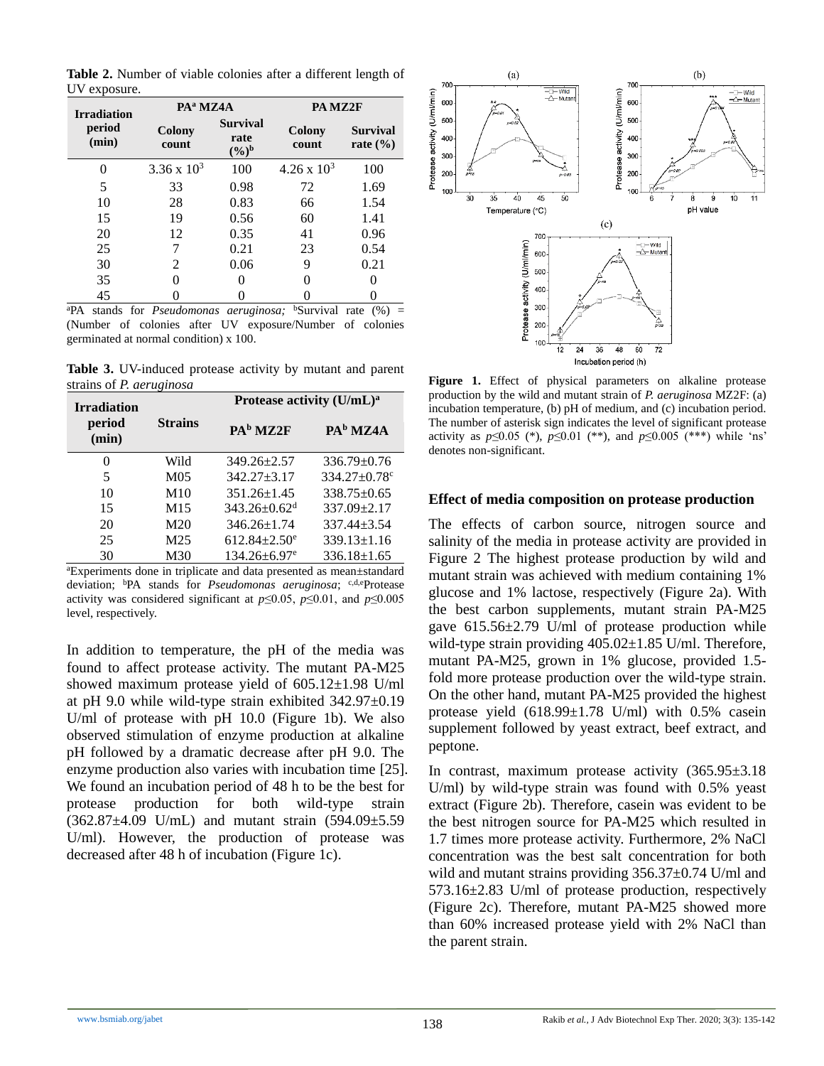**Table 2.** Number of viable colonies after a different length of UV exposure.

| Irradiation period (min) | PA[a] MZ4A | | PA MZ2F | |
|---|---|---|---|---|
| | Colony count | Survival rate (%)[b] | Colony count | Survival rate (%) |
| 0 | $3.36 \times 10^3$ | 100 | $4.26 \times 10^3$ | 100 |
| 5 | 33 | 0.98 | 72 | 1.69 |
| 10 | 28 | 0.83 | 66 | 1.54 |
| 15 | 19 | 0.56 | 60 | 1.41 |
| 20 | 12 | 0.35 | 41 | 0.96 |
| 25 | 7 | 0.21 | 23 | 0.54 |
| 30 | 2 | 0.06 | 9 | 0.21 |
| 35 | 0 | 0 | 0 | 0 |
| 45 | 0 | 0 | 0 | 0 |

[a]PA stands for *Pseudomonas aeruginosa;* [b]Survival rate (%) = (Number of colonies after UV exposure/Number of colonies germinated at normal condition) x 100.

**Table 3.** UV-induced protease activity by mutant and parent strains of *P. aeruginosa*

| Irradiation period (min) | Strains | Protease activity (U/mL)[a] | |
|---|---|---|---|
| | | PA[b] MZ2F | PA[b] MZ4A |
| 0 | Wild | 349.26±2.57 | 336.79±0.76 |
| 5 | M05 | 342.27±3.17 | 334.27±0.78[c] |
| 10 | M10 | 351.26±1.45 | 338.75±0.65 |
| 15 | M15 | 343.26±0.62[d] | 337.09±2.17 |
| 20 | M20 | 346.26±1.74 | 337.44±3.54 |
| 25 | M25 | 612.84±2.50[e] | 339.13±1.16 |
| 30 | M30 | 134.26±6.97[e] | 336.18±1.65 |

[a]Experiments done in triplicate and data presented as mean±standard deviation; [b]PA stands for *Pseudomonas aeruginosa*; [c,d,e]Protease activity was considered significant at $p \leq 0.05$, $p \leq 0.01$, and $p \leq 0.005$ level, respectively.

In addition to temperature, the pH of the media was found to affect protease activity. The mutant PA-M25 showed maximum protease yield of 605.12±1.98 U/ml at pH 9.0 while wild-type strain exhibited 342.97±0.19 U/ml of protease with pH 10.0 (Figure 1b). We also observed stimulation of enzyme production at alkaline pH followed by a dramatic decrease after pH 9.0. The enzyme production also varies with incubation time [25]. We found an incubation period of 48 h to be the best for protease production for both wild-type strain (362.87±4.09 U/mL) and mutant strain (594.09±5.59 U/ml). However, the production of protease was decreased after 48 h of incubation (Figure 1c).

**Figure 1.** Effect of physical parameters on alkaline protease production by the wild and mutant strain of *P. aeruginosa* MZ2F: (a) incubation temperature, (b) pH of medium, and (c) incubation period. The number of asterisk sign indicates the level of significant protease activity as $p \leq 0.05$ (*), $p \leq 0.01$ (**), and $p \leq 0.005$ (***) while 'ns' denotes non-significant.

### Effect of media composition on protease production

The effects of carbon source, nitrogen source and salinity of the media in protease activity are provided in Figure 2 The highest protease production by wild and mutant strain was achieved with medium containing 1% glucose and 1% lactose, respectively (Figure 2a). With the best carbon supplements, mutant strain PA-M25 gave 615.56±2.79 U/ml of protease production while wild-type strain providing 405.02±1.85 U/ml. Therefore, mutant PA-M25, grown in 1% glucose, provided 1.5-fold more protease production over the wild-type strain. On the other hand, mutant PA-M25 provided the highest protease yield (618.99±1.78 U/ml) with 0.5% casein supplement followed by yeast extract, beef extract, and peptone.

In contrast, maximum protease activity (365.95±3.18 U/ml) by wild-type strain was found with 0.5% yeast extract (Figure 2b). Therefore, casein was evident to be the best nitrogen source for PA-M25 which resulted in 1.7 times more protease activity. Furthermore, 2% NaCl concentration was the best salt concentration for both wild and mutant strains providing 356.37±0.74 U/ml and 573.16±2.83 U/ml of protease production, respectively (Figure 2c). Therefore, mutant PA-M25 showed more than 60% increased protease yield with 2% NaCl than the parent strain.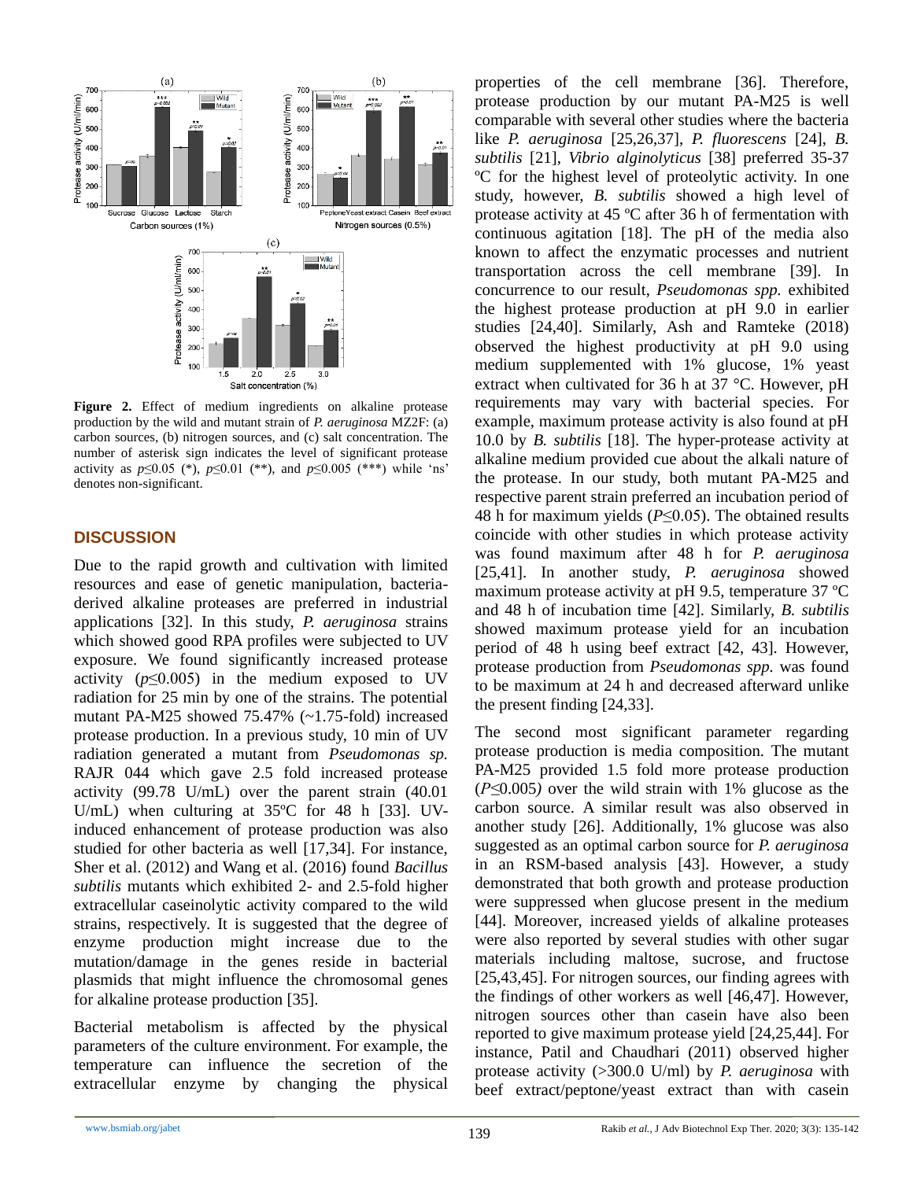**Figure 2.** Effect of medium ingredients on alkaline protease production by the wild and mutant strain of *P. aeruginosa* MZ2F: (a) carbon sources, (b) nitrogen sources, and (c) salt concentration. The number of asterisk sign indicates the level of significant protease activity as $p \leq 0.05$ (*), $p \leq 0.01$ (**), and $p \leq 0.005$ (***) while 'ns' denotes non-significant.

## DISCUSSION

Due to the rapid growth and cultivation with limited resources and ease of genetic manipulation, bacteria-derived alkaline proteases are preferred in industrial applications [32]. In this study, *P. aeruginosa* strains which showed good RPA profiles were subjected to UV exposure. We found significantly increased protease activity ($p \leq 0.005$) in the medium exposed to UV radiation for 25 min by one of the strains. The potential mutant PA-M25 showed 75.47% (~1.75-fold) increased protease production. In a previous study, 10 min of UV radiation generated a mutant from *Pseudomonas sp.* RAJR 044 which gave 2.5 fold increased protease activity (99.78 U/mL) over the parent strain (40.01 U/mL) when culturing at 35ºC for 48 h [33]. UV-induced enhancement of protease production was also studied for other bacteria as well [17,34]. For instance, Sher et al. (2012) and Wang et al. (2016) found *Bacillus subtilis* mutants which exhibited 2- and 2.5-fold higher extracellular caseinolytic activity compared to the wild strains, respectively. It is suggested that the degree of enzyme production might increase due to the mutation/damage in the genes reside in bacterial plasmids that might influence the chromosomal genes for alkaline protease production [35].

Bacterial metabolism is affected by the physical parameters of the culture environment. For example, the temperature can influence the secretion of the extracellular enzyme by changing the physical properties of the cell membrane [36]. Therefore, protease production by our mutant PA-M25 is well comparable with several other studies where the bacteria like *P. aeruginosa* [25,26,37], *P. fluorescens* [24], *B. subtilis* [21], *Vibrio alginolyticus* [38] preferred 35-37 ºC for the highest level of proteolytic activity. In one study, however, *B. subtilis* showed a high level of protease activity at 45 ºC after 36 h of fermentation with continuous agitation [18]. The pH of the media also known to affect the enzymatic processes and nutrient transportation across the cell membrane [39]. In concurrence to our result, *Pseudomonas spp.* exhibited the highest protease production at pH 9.0 in earlier studies [24,40]. Similarly, Ash and Ramteke (2018) observed the highest productivity at pH 9.0 using medium supplemented with 1% glucose, 1% yeast extract when cultivated for 36 h at 37 °C. However, pH requirements may vary with bacterial species. For example, maximum protease activity is also found at pH 10.0 by *B. subtilis* [18]. The hyper-protease activity at alkaline medium provided cue about the alkali nature of the protease. In our study, both mutant PA-M25 and respective parent strain preferred an incubation period of 48 h for maximum yields ($P \leq 0.05$). The obtained results coincide with other studies in which protease activity was found maximum after 48 h for *P. aeruginosa* [25,41]. In another study, *P. aeruginosa* showed maximum protease activity at pH 9.5, temperature 37 ºC and 48 h of incubation time [42]. Similarly, *B. subtilis* showed maximum protease yield for an incubation period of 48 h using beef extract [42, 43]. However, protease production from *Pseudomonas spp.* was found to be maximum at 24 h and decreased afterward unlike the present finding [24,33].

The second most significant parameter regarding protease production is media composition. The mutant PA-M25 provided 1.5 fold more protease production ($P \leq 0.005$) over the wild strain with 1% glucose as the carbon source. A similar result was also observed in another study [26]. Additionally, 1% glucose was also suggested as an optimal carbon source for *P. aeruginosa* in an RSM-based analysis [43]. However, a study demonstrated that both growth and protease production were suppressed when glucose present in the medium [44]. Moreover, increased yields of alkaline proteases were also reported by several studies with other sugar materials including maltose, sucrose, and fructose [25,43,45]. For nitrogen sources, our finding agrees with the findings of other workers as well [46,47]. However, nitrogen sources other than casein have also been reported to give maximum protease yield [24,25,44]. For instance, Patil and Chaudhari (2011) observed higher protease activity (>300.0 U/ml) by *P. aeruginosa* with beef extract/peptone/yeast extract than with casein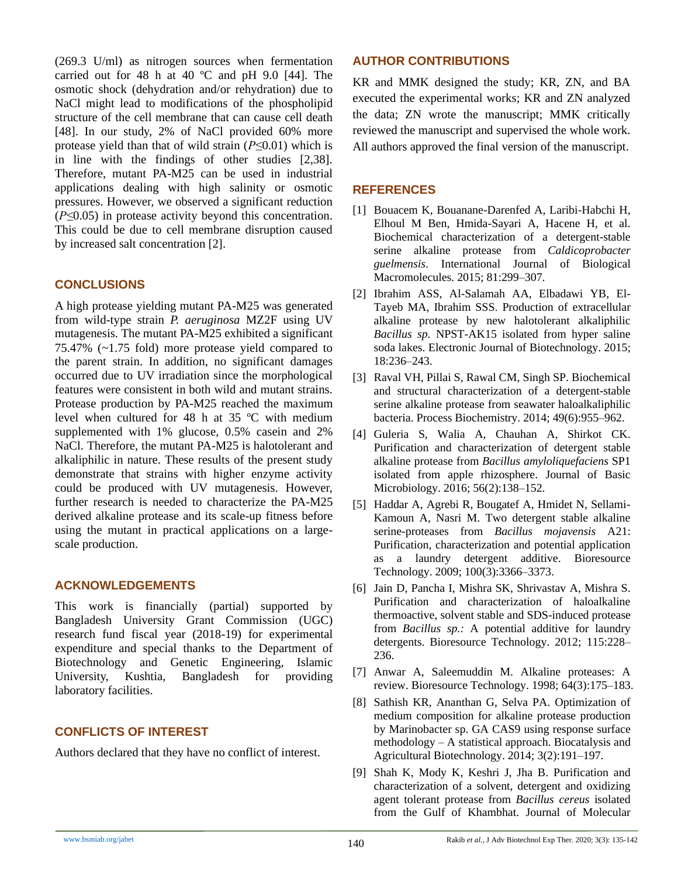(269.3 U/ml) as nitrogen sources when fermentation carried out for 48 h at 40 ºC and pH 9.0 [44]. The osmotic shock (dehydration and/or rehydration) due to NaCl might lead to modifications of the phospholipid structure of the cell membrane that can cause cell death [48]. In our study, 2% of NaCl provided 60% more protease yield than that of wild strain ($P \leq 0.01$) which is in line with the findings of other studies [2,38]. Therefore, mutant PA-M25 can be used in industrial applications dealing with high salinity or osmotic pressures. However, we observed a significant reduction ($P \leq 0.05$) in protease activity beyond this concentration. This could be due to cell membrane disruption caused by increased salt concentration [2].

## CONCLUSIONS

A high protease yielding mutant PA-M25 was generated from wild-type strain *P. aeruginosa* MZ2F using UV mutagenesis. The mutant PA-M25 exhibited a significant 75.47% (~1.75 fold) more protease yield compared to the parent strain. In addition, no significant damages occurred due to UV irradiation since the morphological features were consistent in both wild and mutant strains. Protease production by PA-M25 reached the maximum level when cultured for 48 h at 35 ºC with medium supplemented with 1% glucose, 0.5% casein and 2% NaCl. Therefore, the mutant PA-M25 is halotolerant and alkaliphilic in nature. These results of the present study demonstrate that strains with higher enzyme activity could be produced with UV mutagenesis. However, further research is needed to characterize the PA-M25 derived alkaline protease and its scale-up fitness before using the mutant in practical applications on a large-scale production.

## ACKNOWLEDGEMENTS

This work is financially (partial) supported by Bangladesh University Grant Commission (UGC) research fund fiscal year (2018-19) for experimental expenditure and special thanks to the Department of Biotechnology and Genetic Engineering, Islamic University, Kushtia, Bangladesh for providing laboratory facilities.

## CONFLICTS OF INTEREST

Authors declared that they have no conflict of interest.

## AUTHOR CONTRIBUTIONS

KR and MMK designed the study; KR, ZN, and BA executed the experimental works; KR and ZN analyzed the data; ZN wrote the manuscript; MMK critically reviewed the manuscript and supervised the whole work. All authors approved the final version of the manuscript.

## REFERENCES

[1] Bouacem K, Bouanane-Darenfed A, Laribi-Habchi H, Elhoul M Ben, Hmida-Sayari A, Hacene H, et al. Biochemical characterization of a detergent-stable serine alkaline protease from *Caldicoprobacter guelmensis*. International Journal of Biological Macromolecules. 2015; 81:299–307.

[2] Ibrahim ASS, Al-Salamah AA, Elbadawi YB, El-Tayeb MA, Ibrahim SSS. Production of extracellular alkaline protease by new halotolerant alkaliphilic *Bacillus sp.* NPST-AK15 isolated from hyper saline soda lakes. Electronic Journal of Biotechnology. 2015; 18:236–243.

[3] Raval VH, Pillai S, Rawal CM, Singh SP. Biochemical and structural characterization of a detergent-stable serine alkaline protease from seawater haloalkaliphilic bacteria. Process Biochemistry. 2014; 49(6):955–962.

[4] Guleria S, Walia A, Chauhan A, Shirkot CK. Purification and characterization of detergent stable alkaline protease from *Bacillus amyloliquefaciens* SP1 isolated from apple rhizosphere. Journal of Basic Microbiology. 2016; 56(2):138–152.

[5] Haddar A, Agrebi R, Bougatef A, Hmidet N, Sellami-Kamoun A, Nasri M. Two detergent stable alkaline serine-proteases from *Bacillus mojavensis* A21: Purification, characterization and potential application as a laundry detergent additive. Bioresource Technology. 2009; 100(3):3366–3373.

[6] Jain D, Pancha I, Mishra SK, Shrivastav A, Mishra S. Purification and characterization of haloalkaline thermoactive, solvent stable and SDS-induced protease from *Bacillus sp.:* A potential additive for laundry detergents. Bioresource Technology. 2012; 115:228–236.

[7] Anwar A, Saleemuddin M. Alkaline proteases: A review. Bioresource Technology. 1998; 64(3):175–183.

[8] Sathish KR, Ananthan G, Selva PA. Optimization of medium composition for alkaline protease production by Marinobacter sp. GA CAS9 using response surface methodology – A statistical approach. Biocatalysis and Agricultural Biotechnology. 2014; 3(2):191–197.

[9] Shah K, Mody K, Keshri J, Jha B. Purification and characterization of a solvent, detergent and oxidizing agent tolerant protease from *Bacillus cereus* isolated from the Gulf of Khambhat. Journal of Molecular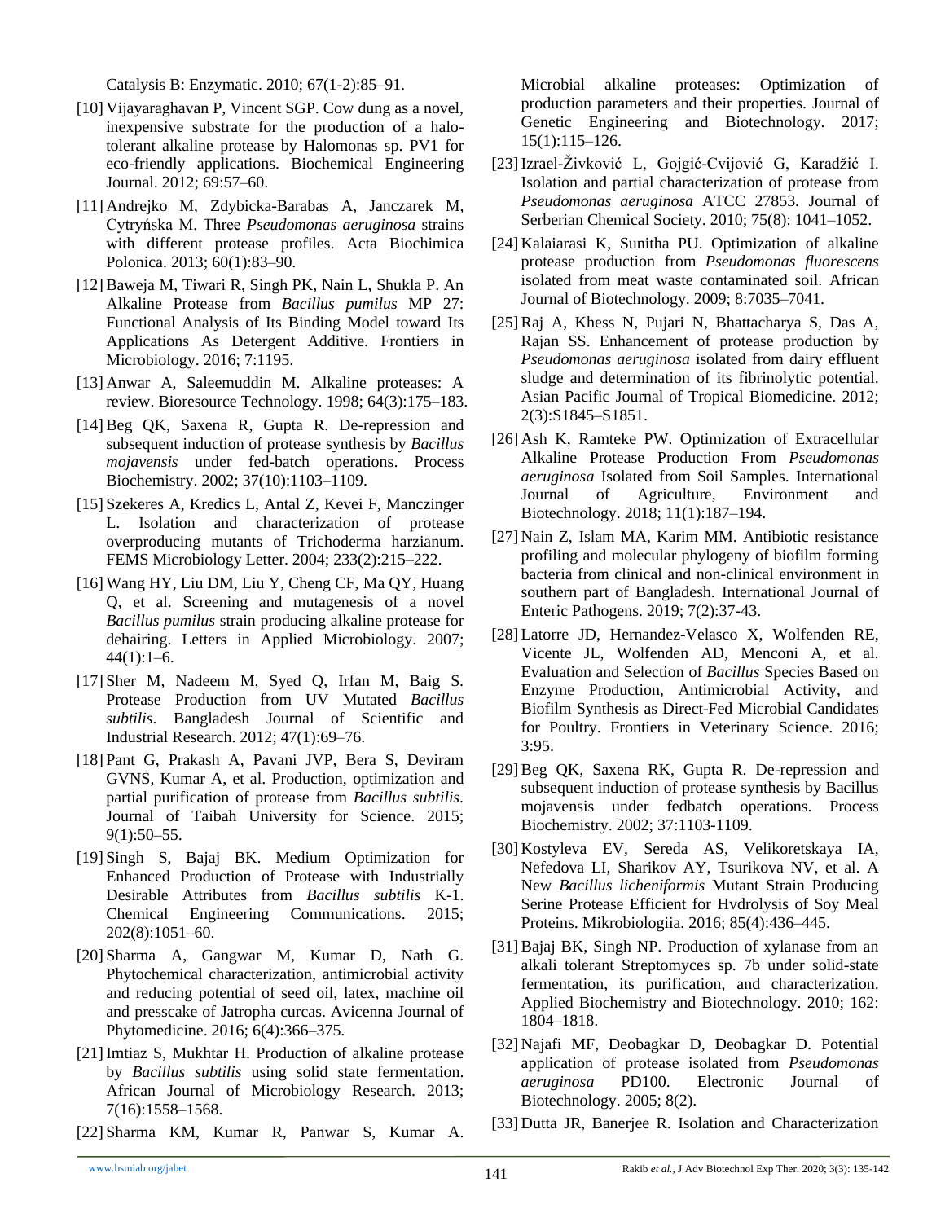Catalysis B: Enzymatic. 2010; 67(1-2):85–91.

[10] Vijayaraghavan P, Vincent SGP. Cow dung as a novel, inexpensive substrate for the production of a halo-tolerant alkaline protease by Halomonas sp. PV1 for eco-friendly applications. Biochemical Engineering Journal. 2012; 69:57–60.

[11] Andrejko M, Zdybicka-Barabas A, Janczarek M, Cytryńska M. Three *Pseudomonas aeruginosa* strains with different protease profiles. Acta Biochimica Polonica. 2013; 60(1):83–90.

[12] Baweja M, Tiwari R, Singh PK, Nain L, Shukla P. An Alkaline Protease from *Bacillus pumilus* MP 27: Functional Analysis of Its Binding Model toward Its Applications As Detergent Additive. Frontiers in Microbiology. 2016; 7:1195.

[13] Anwar A, Saleemuddin M. Alkaline proteases: A review. Bioresource Technology. 1998; 64(3):175–183.

[14] Beg QK, Saxena R, Gupta R. De-repression and subsequent induction of protease synthesis by *Bacillus mojavensis* under fed-batch operations. Process Biochemistry. 2002; 37(10):1103–1109.

[15] Szekeres A, Kredics L, Antal Z, Kevei F, Manczinger L. Isolation and characterization of protease overproducing mutants of Trichoderma harzianum. FEMS Microbiology Letter. 2004; 233(2):215–222.

[16] Wang HY, Liu DM, Liu Y, Cheng CF, Ma QY, Huang Q, et al. Screening and mutagenesis of a novel *Bacillus pumilus* strain producing alkaline protease for dehairing. Letters in Applied Microbiology. 2007; 44(1):1–6.

[17] Sher M, Nadeem M, Syed Q, Irfan M, Baig S. Protease Production from UV Mutated *Bacillus subtilis*. Bangladesh Journal of Scientific and Industrial Research. 2012; 47(1):69–76.

[18] Pant G, Prakash A, Pavani JVP, Bera S, Deviram GVNS, Kumar A, et al. Production, optimization and partial purification of protease from *Bacillus subtilis*. Journal of Taibah University for Science. 2015; 9(1):50–55.

[19] Singh S, Bajaj BK. Medium Optimization for Enhanced Production of Protease with Industrially Desirable Attributes from *Bacillus subtilis* K-1. Chemical Engineering Communications. 2015; 202(8):1051–60.

[20] Sharma A, Gangwar M, Kumar D, Nath G. Phytochemical characterization, antimicrobial activity and reducing potential of seed oil, latex, machine oil and presscake of Jatropha curcas. Avicenna Journal of Phytomedicine. 2016; 6(4):366–375.

[21] Imtiaz S, Mukhtar H. Production of alkaline protease by *Bacillus subtilis* using solid state fermentation. African Journal of Microbiology Research. 2013; 7(16):1558–1568.

[22] Sharma KM, Kumar R, Panwar S, Kumar A. Microbial alkaline proteases: Optimization of production parameters and their properties. Journal of Genetic Engineering and Biotechnology. 2017; 15(1):115–126.

[23] Izrael-Živković L, Gojgić-Cvijović G, Karadžić I. Isolation and partial characterization of protease from *Pseudomonas aeruginosa* ATCC 27853. Journal of Serberian Chemical Society. 2010; 75(8): 1041–1052.

[24] Kalaiarasi K, Sunitha PU. Optimization of alkaline protease production from *Pseudomonas fluorescens* isolated from meat waste contaminated soil. African Journal of Biotechnology. 2009; 8:7035–7041.

[25] Raj A, Khess N, Pujari N, Bhattacharya S, Das A, Rajan SS. Enhancement of protease production by *Pseudomonas aeruginosa* isolated from dairy effluent sludge and determination of its fibrinolytic potential. Asian Pacific Journal of Tropical Biomedicine. 2012; 2(3):S1845–S1851.

[26] Ash K, Ramteke PW. Optimization of Extracellular Alkaline Protease Production From *Pseudomonas aeruginosa* Isolated from Soil Samples. International Journal of Agriculture, Environment and Biotechnology. 2018; 11(1):187–194.

[27] Nain Z, Islam MA, Karim MM. Antibiotic resistance profiling and molecular phylogeny of biofilm forming bacteria from clinical and non-clinical environment in southern part of Bangladesh. International Journal of Enteric Pathogens. 2019; 7(2):37-43.

[28] Latorre JD, Hernandez-Velasco X, Wolfenden RE, Vicente JL, Wolfenden AD, Menconi A, et al. Evaluation and Selection of *Bacillus* Species Based on Enzyme Production, Antimicrobial Activity, and Biofilm Synthesis as Direct-Fed Microbial Candidates for Poultry. Frontiers in Veterinary Science. 2016; 3:95.

[29] Beg QK, Saxena RK, Gupta R. De-repression and subsequent induction of protease synthesis by Bacillus mojavensis under fedbatch operations. Process Biochemistry. 2002; 37:1103-1109.

[30] Kostyleva EV, Sereda AS, Velikoretskaya IA, Nefedova LI, Sharikov AY, Tsurikova NV, et al. A New *Bacillus licheniformis* Mutant Strain Producing Serine Protease Efficient for Hvdrolysis of Soy Meal Proteins. Mikrobiologiia. 2016; 85(4):436–445.

[31] Bajaj BK, Singh NP. Production of xylanase from an alkali tolerant Streptomyces sp. 7b under solid-state fermentation, its purification, and characterization. Applied Biochemistry and Biotechnology. 2010; 162: 1804–1818.

[32] Najafi MF, Deobagkar D, Deobagkar D. Potential application of protease isolated from *Pseudomonas aeruginosa* PD100. Electronic Journal of Biotechnology. 2005; 8(2).

[33] Dutta JR, Banerjee R. Isolation and Characterization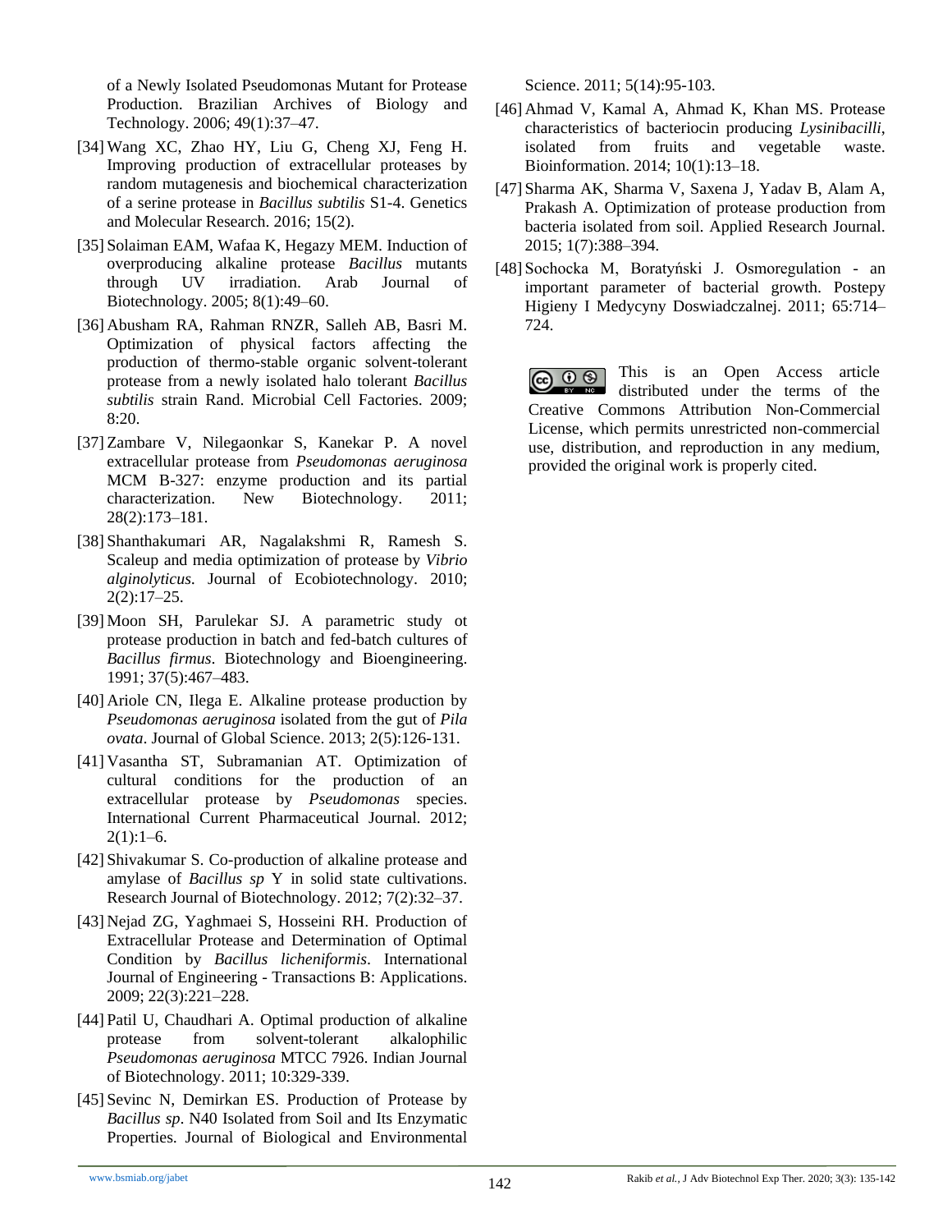of a Newly Isolated Pseudomonas Mutant for Protease Production. Brazilian Archives of Biology and Technology. 2006; 49(1):37–47.

[34] Wang XC, Zhao HY, Liu G, Cheng XJ, Feng H. Improving production of extracellular proteases by random mutagenesis and biochemical characterization of a serine protease in *Bacillus subtilis* S1-4. Genetics and Molecular Research. 2016; 15(2).

[35] Solaiman EAM, Wafaa K, Hegazy MEM. Induction of overproducing alkaline protease *Bacillus* mutants through UV irradiation. Arab Journal of Biotechnology. 2005; 8(1):49–60.

[36] Abusham RA, Rahman RNZR, Salleh AB, Basri M. Optimization of physical factors affecting the production of thermo-stable organic solvent-tolerant protease from a newly isolated halo tolerant *Bacillus subtilis* strain Rand. Microbial Cell Factories. 2009; 8:20.

[37] Zambare V, Nilegaonkar S, Kanekar P. A novel extracellular protease from *Pseudomonas aeruginosa* MCM B-327: enzyme production and its partial characterization. New Biotechnology. 2011; 28(2):173–181.

[38] Shanthakumari AR, Nagalakshmi R, Ramesh S. Scaleup and media optimization of protease by *Vibrio alginolyticus*. Journal of Ecobiotechnology. 2010; 2(2):17–25.

[39] Moon SH, Parulekar SJ. A parametric study ot protease production in batch and fed-batch cultures of *Bacillus firmus*. Biotechnology and Bioengineering. 1991; 37(5):467–483.

[40] Ariole CN, Ilega E. Alkaline protease production by *Pseudomonas aeruginosa* isolated from the gut of *Pila ovata*. Journal of Global Science. 2013; 2(5):126-131.

[41] Vasantha ST, Subramanian AT. Optimization of cultural conditions for the production of an extracellular protease by *Pseudomonas* species. International Current Pharmaceutical Journal. 2012; 2(1):1–6.

[42] Shivakumar S. Co-production of alkaline protease and amylase of *Bacillus sp* Y in solid state cultivations. Research Journal of Biotechnology. 2012; 7(2):32–37.

[43] Nejad ZG, Yaghmaei S, Hosseini RH. Production of Extracellular Protease and Determination of Optimal Condition by *Bacillus licheniformis*. International Journal of Engineering - Transactions B: Applications. 2009; 22(3):221–228.

[44] Patil U, Chaudhari A. Optimal production of alkaline protease from solvent-tolerant alkalophilic *Pseudomonas aeruginosa* MTCC 7926. Indian Journal of Biotechnology. 2011; 10:329-339.

[45] Sevinc N, Demirkan ES. Production of Protease by *Bacillus sp*. N40 Isolated from Soil and Its Enzymatic Properties. Journal of Biological and Environmental Science. 2011; 5(14):95-103.

[46] Ahmad V, Kamal A, Ahmad K, Khan MS. Protease characteristics of bacteriocin producing *Lysinibacilli*, isolated from fruits and vegetable waste. Bioinformation. 2014; 10(1):13–18.

[47] Sharma AK, Sharma V, Saxena J, Yadav B, Alam A, Prakash A. Optimization of protease production from bacteria isolated from soil. Applied Research Journal. 2015; 1(7):388–394.

[48] Sochocka M, Boratyński J. Osmoregulation - an important parameter of bacterial growth. Postepy Higieny I Medycyny Doswiadczalnej. 2011; 65:714–724.

This is an Open Access article distributed under the terms of the Creative Commons Attribution Non-Commercial License, which permits unrestricted non-commercial use, distribution, and reproduction in any medium, provided the original work is properly cited.